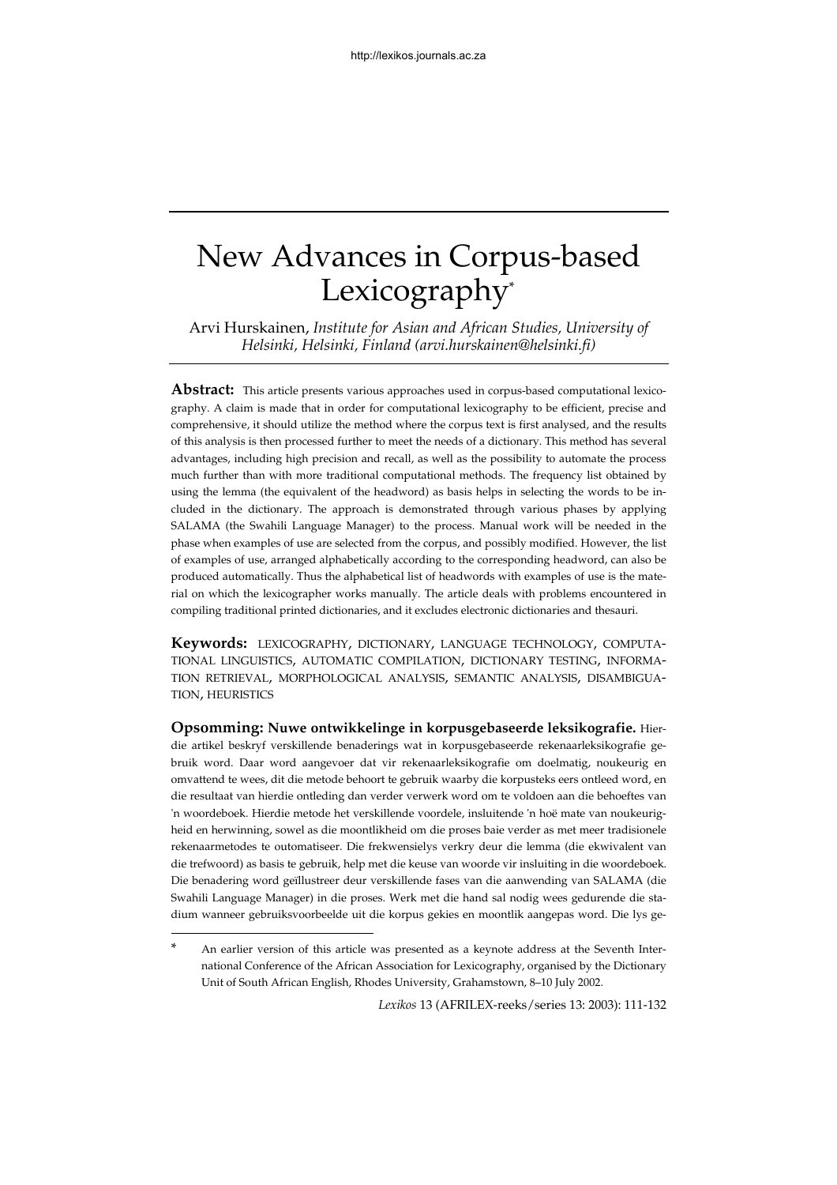# New Advances in Corpus-based Lexicography*

Arvi Hurskainen, *Institute for Asian and African Studies, University of Helsinki, Helsinki, Finland (arvi.hurskainen@helsinki.fi)*

**Abstract:** This article presents various approaches used in corpus-based computational lexicography. A claim is made that in order for computational lexicography to be efficient, precise and comprehensive, it should utilize the method where the corpus text is first analysed, and the results of this analysis is then processed further to meet the needs of a dictionary. This method has several advantages, including high precision and recall, as well as the possibility to automate the process much further than with more traditional computational methods. The frequency list obtained by using the lemma (the equivalent of the headword) as basis helps in selecting the words to be included in the dictionary. The approach is demonstrated through various phases by applying SALAMA (the Swahili Language Manager) to the process. Manual work will be needed in the phase when examples of use are selected from the corpus, and possibly modified. However, the list of examples of use, arranged alphabetically according to the corresponding headword, can also be produced automatically. Thus the alphabetical list of headwords with examples of use is the material on which the lexicographer works manually. The article deals with problems encountered in compiling traditional printed dictionaries, and it excludes electronic dictionaries and thesauri.

**Keywords:** LEXICOGRAPHY, DICTIONARY, LANGUAGE TECHNOLOGY, COMPUTATIONAL LINGUISTICS, AUTOMATIC COMPILATION, DICTIONARY TESTING, INFORMATION RETRIEVAL, MORPHOLOGICAL ANALYSIS, SEMANTIC ANALYSIS, DISAMBIGUATION, HEURISTICS

**Opsomming: Nuwe ontwikkelinge in korpusgebaseerde leksikografie.** Hierdie artikel beskryf verskillende benaderings wat in korpusgebaseerde rekenaarleksikografie gebruik word. Daar word aangevoer dat vir rekenaarleksikografie om doelmatig, noukeurig en omvattend te wees, dit die metode behoort te gebruik waarby die korpusteks eers ontleed word, en die resultaat van hierdie ontleding dan verder verwerk word om te voldoen aan die behoeftes van 'n woordeboek. Hierdie metode het verskillende voordele, insluitende 'n hoë mate van noukeurigheid en herwinning, sowel as die moontlikheid om die proses baie verder as met meer tradisionele rekenaarmetodes te outomatiseer. Die frekwensielys verkry deur die lemma (die ekwivalent van die trefwoord) as basis te gebruik, help met die keuse van woorde vir insluiting in die woordeboek. Die benadering word geïllustreer deur verskillende fases van die aanwending van SALAMA (die Swahili Language Manager) in die proses. Werk met die hand sal nodig wees gedurende die stadium wanneer gebruiksvoorbeelde uit die korpus gekies en moontlik aangepas word. Die lys ge-

---

\* An earlier version of this article was presented as a keynote address at the Seventh International Conference of the African Association for Lexicography, organised by the Dictionary Unit of South African English, Rhodes University, Grahamstown, 8–10 July 2002.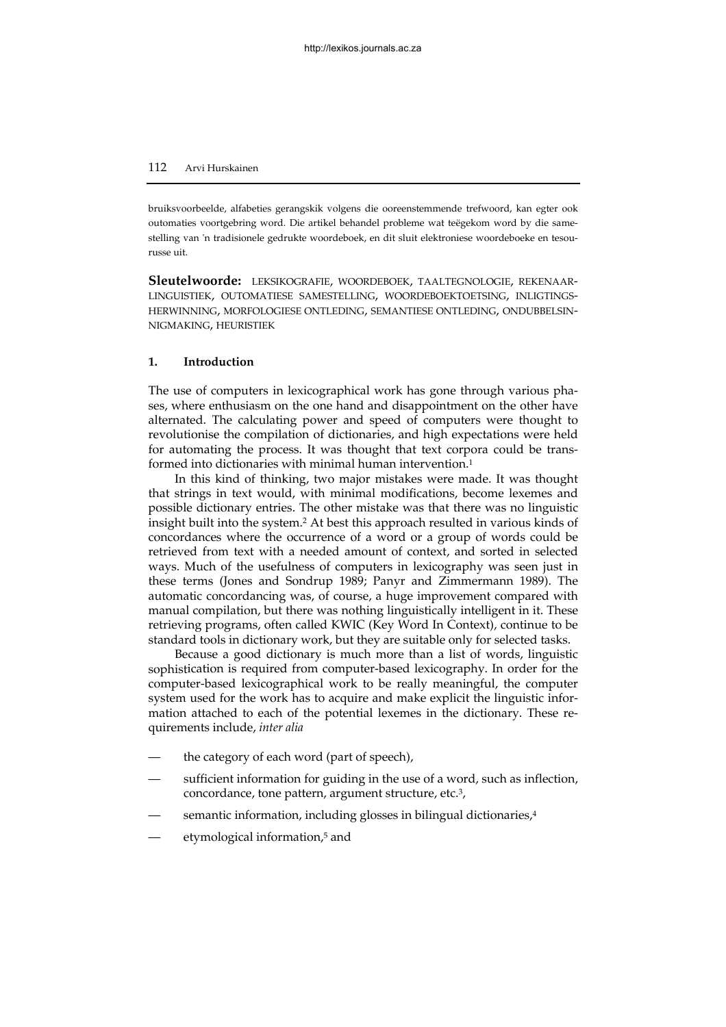bruiksvoorbeelde, alfabeties gerangskik volgens die ooreenstemmende trefwoord, kan egter ook outomaties voortgebring word. Die artikel behandel probleme wat teëgekom word by die samestelling van 'n tradisionele gedrukte woordeboek, en dit sluit elektroniese woordeboeke en tesourusse uit.

**Sleutelwoorde:** LEKSIKOGRAFIE, WOORDEBOEK, TAALTEGNOLOGIE, REKENAARLINGUISTIEK, OUTOMATIESE SAMESTELLING, WOORDEBOEKTOETSING, INLIGTINGSHERWINNING, MORFOLOGIESE ONTLEDING, SEMANTIESE ONTLEDING, ONDUBBELSINNIGMAKING, HEURISTIEK

## 1. Introduction

The use of computers in lexicographical work has gone through various phases, where enthusiasm on the one hand and disappointment on the other have alternated. The calculating power and speed of computers were thought to revolutionise the compilation of dictionaries, and high expectations were held for automating the process. It was thought that text corpora could be transformed into dictionaries with minimal human intervention.[1]

In this kind of thinking, two major mistakes were made. It was thought that strings in text would, with minimal modifications, become lexemes and possible dictionary entries. The other mistake was that there was no linguistic insight built into the system.[2] At best this approach resulted in various kinds of concordances where the occurrence of a word or a group of words could be retrieved from text with a needed amount of context, and sorted in selected ways. Much of the usefulness of computers in lexicography was seen just in these terms (Jones and Sondrup 1989; Panyr and Zimmermann 1989). The automatic concordancing was, of course, a huge improvement compared with manual compilation, but there was nothing linguistically intelligent in it. These retrieving programs, often called KWIC (Key Word In Context), continue to be standard tools in dictionary work, but they are suitable only for selected tasks.

Because a good dictionary is much more than a list of words, linguistic sophistication is required from computer-based lexicography. In order for the computer-based lexicographical work to be really meaningful, the computer system used for the work has to acquire and make explicit the linguistic information attached to each of the potential lexemes in the dictionary. These requirements include, *inter alia*

- the category of each word (part of speech),
- sufficient information for guiding in the use of a word, such as inflection, concordance, tone pattern, argument structure, etc.[3],
- semantic information, including glosses in bilingual dictionaries,[4]
- etymological information,[5] and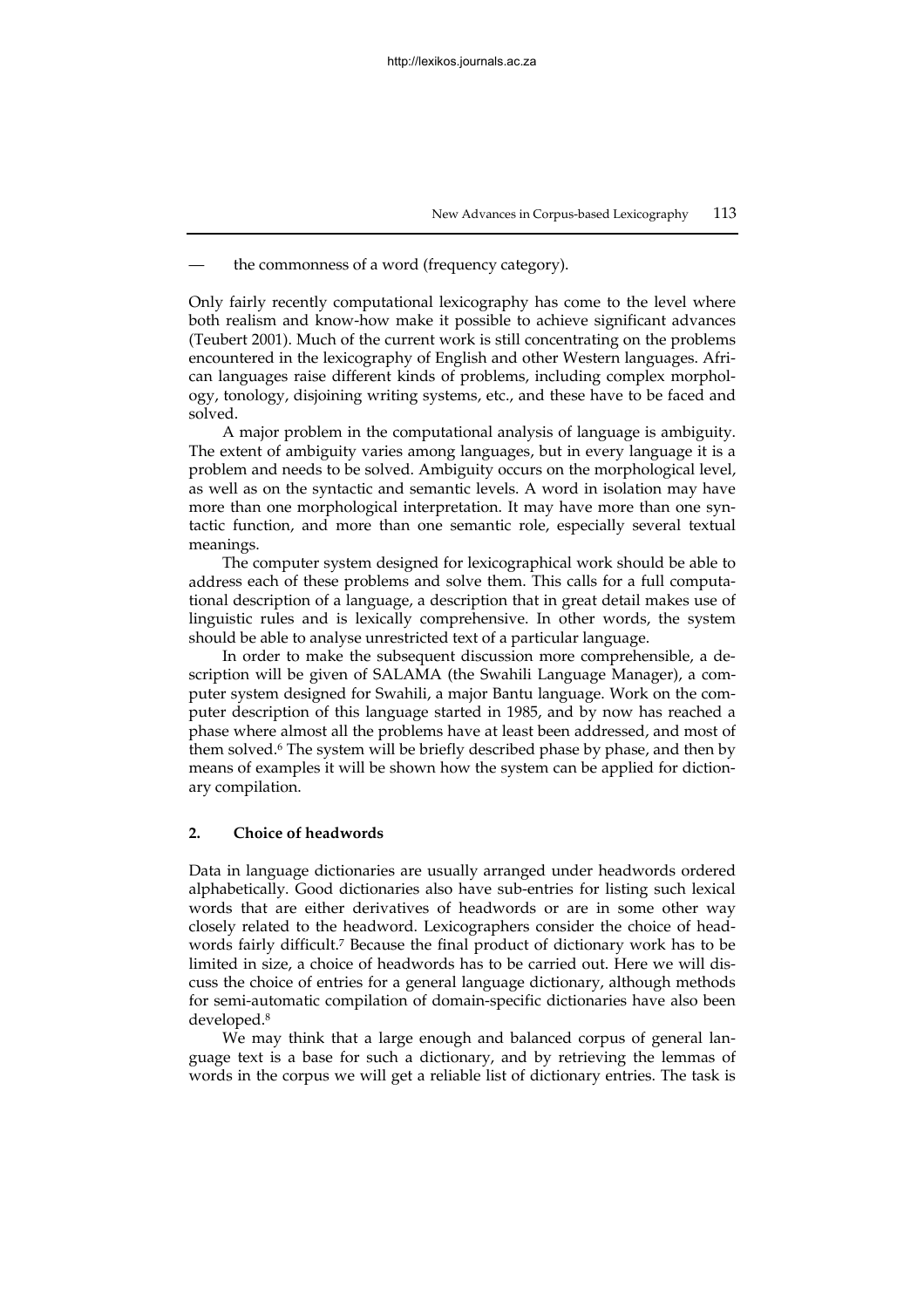— the commonness of a word (frequency category).

Only fairly recently computational lexicography has come to the level where both realism and know-how make it possible to achieve significant advances (Teubert 2001). Much of the current work is still concentrating on the problems encountered in the lexicography of English and other Western languages. African languages raise different kinds of problems, including complex morphology, tonology, disjoining writing systems, etc., and these have to be faced and solved.

A major problem in the computational analysis of language is ambiguity. The extent of ambiguity varies among languages, but in every language it is a problem and needs to be solved. Ambiguity occurs on the morphological level, as well as on the syntactic and semantic levels. A word in isolation may have more than one morphological interpretation. It may have more than one syntactic function, and more than one semantic role, especially several textual meanings.

The computer system designed for lexicographical work should be able to address each of these problems and solve them. This calls for a full computational description of a language, a description that in great detail makes use of linguistic rules and is lexically comprehensive. In other words, the system should be able to analyse unrestricted text of a particular language.

In order to make the subsequent discussion more comprehensible, a description will be given of SALAMA (the Swahili Language Manager), a computer system designed for Swahili, a major Bantu language. Work on the computer description of this language started in 1985, and by now has reached a phase where almost all the problems have at least been addressed, and most of them solved.[6] The system will be briefly described phase by phase, and then by means of examples it will be shown how the system can be applied for dictionary compilation.

## 2. Choice of headwords

Data in language dictionaries are usually arranged under headwords ordered alphabetically. Good dictionaries also have sub-entries for listing such lexical words that are either derivatives of headwords or are in some other way closely related to the headword. Lexicographers consider the choice of headwords fairly difficult.[7] Because the final product of dictionary work has to be limited in size, a choice of headwords has to be carried out. Here we will discuss the choice of entries for a general language dictionary, although methods for semi-automatic compilation of domain-specific dictionaries have also been developed.[8]

We may think that a large enough and balanced corpus of general language text is a base for such a dictionary, and by retrieving the lemmas of words in the corpus we will get a reliable list of dictionary entries. The task is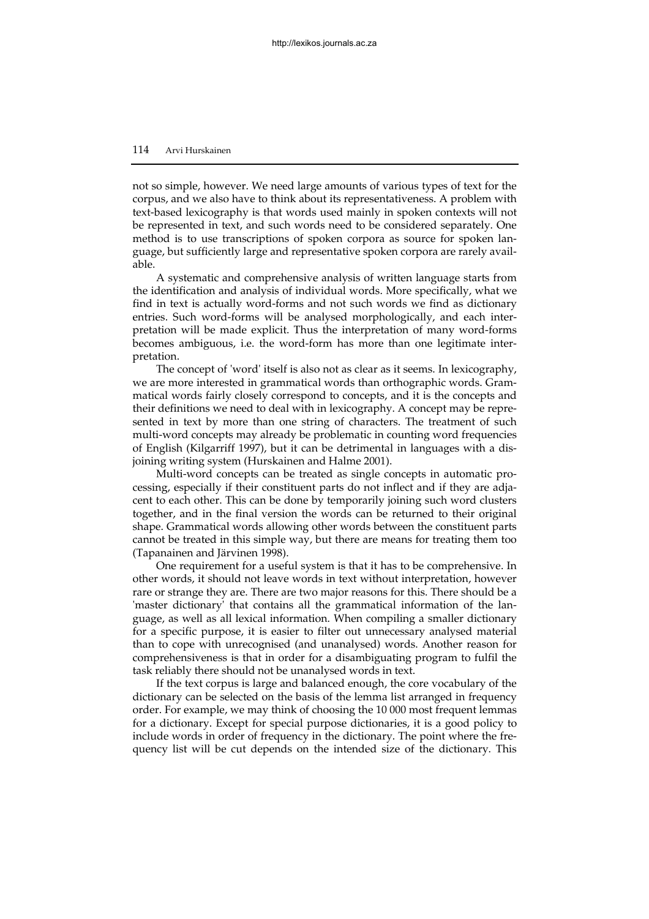not so simple, however. We need large amounts of various types of text for the corpus, and we also have to think about its representativeness. A problem with text-based lexicography is that words used mainly in spoken contexts will not be represented in text, and such words need to be considered separately. One method is to use transcriptions of spoken corpora as source for spoken language, but sufficiently large and representative spoken corpora are rarely available.

A systematic and comprehensive analysis of written language starts from the identification and analysis of individual words. More specifically, what we find in text is actually word-forms and not such words we find as dictionary entries. Such word-forms will be analysed morphologically, and each interpretation will be made explicit. Thus the interpretation of many word-forms becomes ambiguous, i.e. the word-form has more than one legitimate interpretation.

The concept of 'word' itself is also not as clear as it seems. In lexicography, we are more interested in grammatical words than orthographic words. Grammatical words fairly closely correspond to concepts, and it is the concepts and their definitions we need to deal with in lexicography. A concept may be represented in text by more than one string of characters. The treatment of such multi-word concepts may already be problematic in counting word frequencies of English (Kilgarriff 1997), but it can be detrimental in languages with a disjoining writing system (Hurskainen and Halme 2001).

Multi-word concepts can be treated as single concepts in automatic processing, especially if their constituent parts do not inflect and if they are adjacent to each other. This can be done by temporarily joining such word clusters together, and in the final version the words can be returned to their original shape. Grammatical words allowing other words between the constituent parts cannot be treated in this simple way, but there are means for treating them too (Tapanainen and Järvinen 1998).

One requirement for a useful system is that it has to be comprehensive. In other words, it should not leave words in text without interpretation, however rare or strange they are. There are two major reasons for this. There should be a 'master dictionary' that contains all the grammatical information of the language, as well as all lexical information. When compiling a smaller dictionary for a specific purpose, it is easier to filter out unnecessary analysed material than to cope with unrecognised (and unanalysed) words. Another reason for comprehensiveness is that in order for a disambiguating program to fulfil the task reliably there should not be unanalysed words in text.

If the text corpus is large and balanced enough, the core vocabulary of the dictionary can be selected on the basis of the lemma list arranged in frequency order. For example, we may think of choosing the 10 000 most frequent lemmas for a dictionary. Except for special purpose dictionaries, it is a good policy to include words in order of frequency in the dictionary. The point where the frequency list will be cut depends on the intended size of the dictionary. This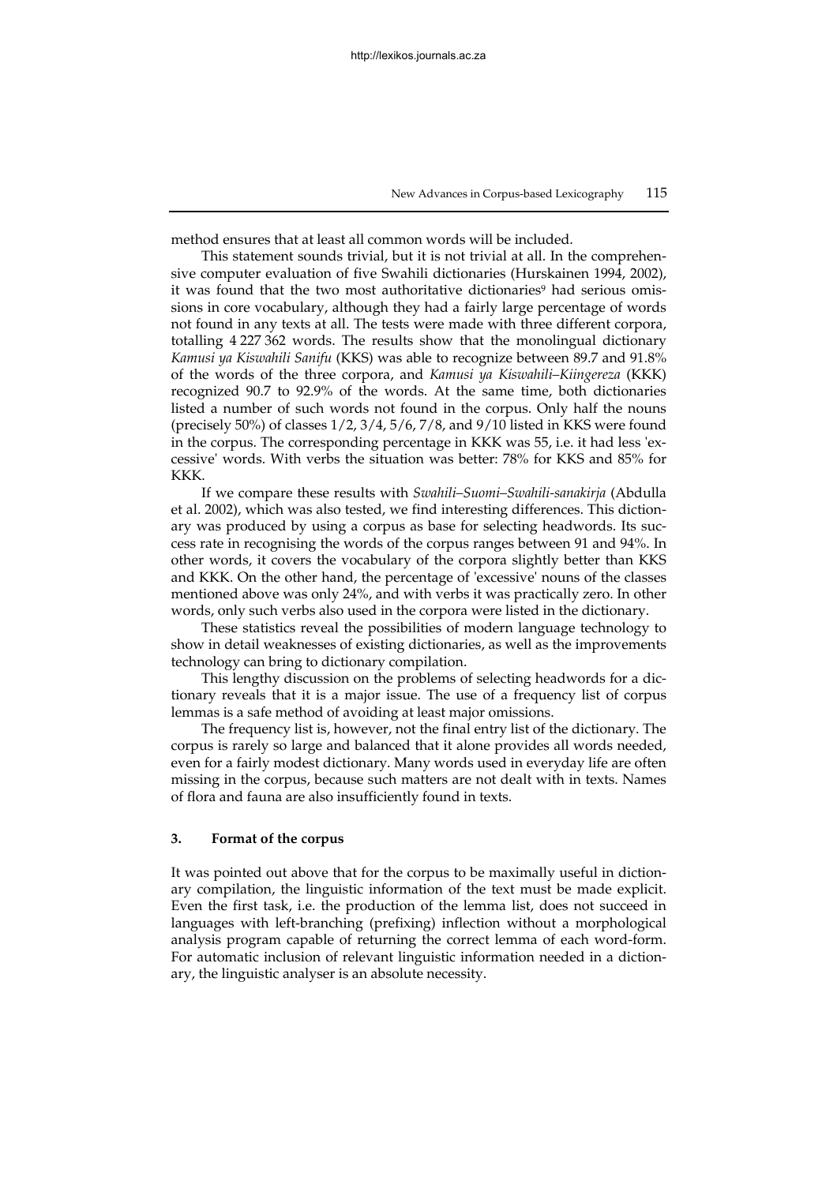method ensures that at least all common words will be included.

This statement sounds trivial, but it is not trivial at all. In the comprehensive computer evaluation of five Swahili dictionaries (Hurskainen 1994, 2002), it was found that the two most authoritative dictionaries[9] had serious omissions in core vocabulary, although they had a fairly large percentage of words not found in any texts at all. The tests were made with three different corpora, totalling 4 227 362 words. The results show that the monolingual dictionary *Kamusi ya Kiswahili Sanifu* (KKS) was able to recognize between 89.7 and 91.8% of the words of the three corpora, and *Kamusi ya Kiswahili–Kiingereza* (KKK) recognized 90.7 to 92.9% of the words. At the same time, both dictionaries listed a number of such words not found in the corpus. Only half the nouns (precisely 50%) of classes 1/2, 3/4, 5/6, 7/8, and 9/10 listed in KKS were found in the corpus. The corresponding percentage in KKK was 55, i.e. it had less 'excessive' words. With verbs the situation was better: 78% for KKS and 85% for KKK.

If we compare these results with *Swahili–Suomi–Swahili-sanakirja* (Abdulla et al. 2002), which was also tested, we find interesting differences. This dictionary was produced by using a corpus as base for selecting headwords. Its success rate in recognising the words of the corpus ranges between 91 and 94%. In other words, it covers the vocabulary of the corpora slightly better than KKS and KKK. On the other hand, the percentage of 'excessive' nouns of the classes mentioned above was only 24%, and with verbs it was practically zero. In other words, only such verbs also used in the corpora were listed in the dictionary.

These statistics reveal the possibilities of modern language technology to show in detail weaknesses of existing dictionaries, as well as the improvements technology can bring to dictionary compilation.

This lengthy discussion on the problems of selecting headwords for a dictionary reveals that it is a major issue. The use of a frequency list of corpus lemmas is a safe method of avoiding at least major omissions.

The frequency list is, however, not the final entry list of the dictionary. The corpus is rarely so large and balanced that it alone provides all words needed, even for a fairly modest dictionary. Many words used in everyday life are often missing in the corpus, because such matters are not dealt with in texts. Names of flora and fauna are also insufficiently found in texts.

## 3. Format of the corpus

It was pointed out above that for the corpus to be maximally useful in dictionary compilation, the linguistic information of the text must be made explicit. Even the first task, i.e. the production of the lemma list, does not succeed in languages with left-branching (prefixing) inflection without a morphological analysis program capable of returning the correct lemma of each word-form. For automatic inclusion of relevant linguistic information needed in a dictionary, the linguistic analyser is an absolute necessity.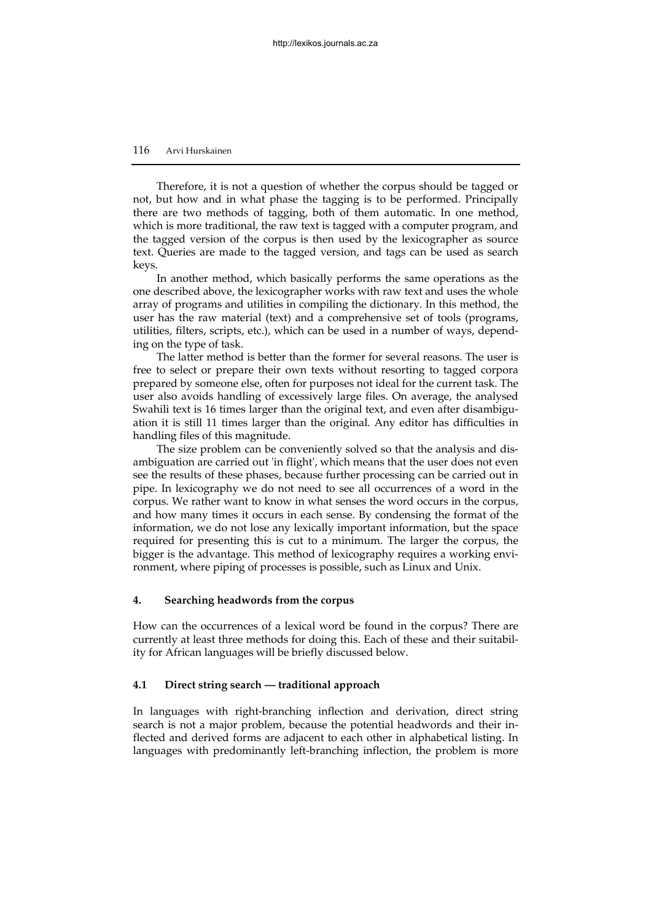Therefore, it is not a question of whether the corpus should be tagged or not, but how and in what phase the tagging is to be performed. Principally there are two methods of tagging, both of them automatic. In one method, which is more traditional, the raw text is tagged with a computer program, and the tagged version of the corpus is then used by the lexicographer as source text. Queries are made to the tagged version, and tags can be used as search keys.

In another method, which basically performs the same operations as the one described above, the lexicographer works with raw text and uses the whole array of programs and utilities in compiling the dictionary. In this method, the user has the raw material (text) and a comprehensive set of tools (programs, utilities, filters, scripts, etc.), which can be used in a number of ways, depending on the type of task.

The latter method is better than the former for several reasons. The user is free to select or prepare their own texts without resorting to tagged corpora prepared by someone else, often for purposes not ideal for the current task. The user also avoids handling of excessively large files. On average, the analysed Swahili text is 16 times larger than the original text, and even after disambiguation it is still 11 times larger than the original. Any editor has difficulties in handling files of this magnitude.

The size problem can be conveniently solved so that the analysis and disambiguation are carried out 'in flight', which means that the user does not even see the results of these phases, because further processing can be carried out in pipe. In lexicography we do not need to see all occurrences of a word in the corpus. We rather want to know in what senses the word occurs in the corpus, and how many times it occurs in each sense. By condensing the format of the information, we do not lose any lexically important information, but the space required for presenting this is cut to a minimum. The larger the corpus, the bigger is the advantage. This method of lexicography requires a working environment, where piping of processes is possible, such as Linux and Unix.

## 4. Searching headwords from the corpus

How can the occurrences of a lexical word be found in the corpus? There are currently at least three methods for doing this. Each of these and their suitability for African languages will be briefly discussed below.

### 4.1 Direct string search — traditional approach

In languages with right-branching inflection and derivation, direct string search is not a major problem, because the potential headwords and their inflected and derived forms are adjacent to each other in alphabetical listing. In languages with predominantly left-branching inflection, the problem is more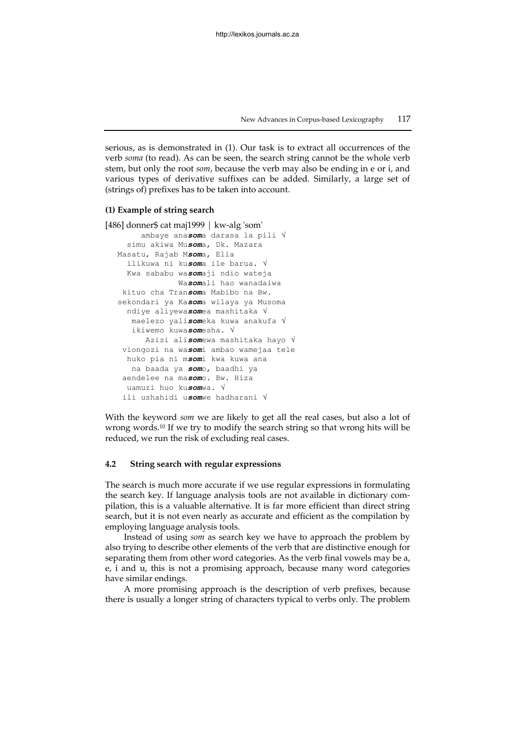serious, as is demonstrated in (1). Our task is to extract all occurrences of the verb *soma* (to read). As can be seen, the search string cannot be the whole verb stem, but only the root *som*, because the verb may also be ending in e or i, and various types of derivative suffixes can be added. Similarly, a large set of (strings of) prefixes has to be taken into account.

**(1) Example of string search**

```
[486] donner$ cat maj1999 | kw-alg 'som'
       ambaye anasoma darasa la pili √
    simu akiwa Musoma, Dk. Mazara
  Masatu, Rajab Msoma, Elia
    ilikuwa ni kusoma ile barua. √
    Kwa sababu wasomaji ndio wateja
              Wasomali hao wanadaiwa
   kituo cha Transoma Mabibo na Bw.
  sekondari ya Kasoma wilaya ya Musoma
    ndiye aliyewasomea mashitaka √
     maelezo yalisomeka kuwa anakufa √
     ikiwemo kuwasomesha. √
        Azizi alisomewa mashitaka hayo √
   viongozi na wasomi ambao wamejaa tele
    huko pia ni msomi kwa kuwa ana
     na baada ya somo, baadhi ya
   aendelee na masomo. Bw. Hiza
    uamuzi huo kusomwa. √
   ili ushahidi usomwe hadharani √
```

With the keyword *som* we are likely to get all the real cases, but also a lot of wrong words.[10] If we try to modify the search string so that wrong hits will be reduced, we run the risk of excluding real cases.

### 4.2 String search with regular expressions

The search is much more accurate if we use regular expressions in formulating the search key. If language analysis tools are not available in dictionary compilation, this is a valuable alternative. It is far more efficient than direct string search, but it is not even nearly as accurate and efficient as the compilation by employing language analysis tools.

Instead of using *som* as search key we have to approach the problem by also trying to describe other elements of the verb that are distinctive enough for separating them from other word categories. As the verb final vowels may be a, e, i and u, this is not a promising approach, because many word categories have similar endings.

A more promising approach is the description of verb prefixes, because there is usually a longer string of characters typical to verbs only. The problem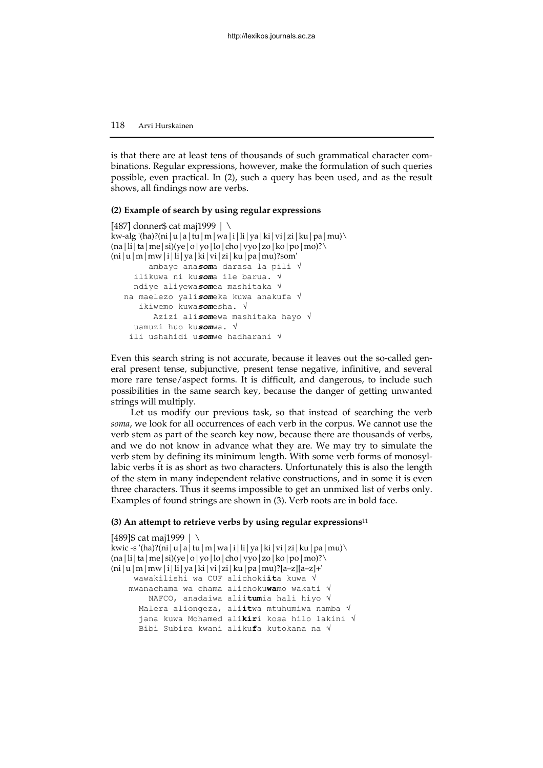is that there are at least tens of thousands of such grammatical character combinations. Regular expressions, however, make the formulation of such queries possible, even practical. In (2), such a query has been used, and as the result shows, all findings now are verbs.

**(2) Example of search by using regular expressions**

```
[487] donner$ cat maj1999 | \
kw-alg '(ha)?(ni|u|a|tu|m|wa|i|li|ya|ki|vi|zi|ku|pa|mu)\
(na|li|ta|me|si)(ye|o|yo|lo|cho|vyo|zo|ko|po|mo)?\
(ni|u|m|mw|i|li|ya|ki|vi|zi|ku|pa|mu)?som'
        ambaye anasoma darasa la pili √
     ilikuwa ni kusoma ile barua. √
     ndiye aliyewasomea mashitaka √
   na maelezo yalisomeka kuwa anakufa √
      ikiwemo kuwasomesha. √
         Azizi alisomewa mashitaka hayo √
     uamuzi huo kusomwa. √
    ili ushahidi usomwe hadharani √
```

Even this search string is not accurate, because it leaves out the so-called general present tense, subjunctive, present tense negative, infinitive, and several more rare tense/aspect forms. It is difficult, and dangerous, to include such possibilities in the same search key, because the danger of getting unwanted strings will multiply.

Let us modify our previous task, so that instead of searching the verb *soma*, we look for all occurrences of each verb in the corpus. We cannot use the verb stem as part of the search key now, because there are thousands of verbs, and we do not know in advance what they are. We may try to simulate the verb stem by defining its minimum length. With some verb forms of monosyllabic verbs it is as short as two characters. Unfortunately this is also the length of the stem in many independent relative constructions, and in some it is even three characters. Thus it seems impossible to get an unmixed list of verbs only. Examples of found strings are shown in (3). Verb roots are in bold face.

**(3) An attempt to retrieve verbs by using regular expressions**[11]

```
[489]$ cat maj1999 | \
kwic -s '(ha)?(ni|u|a|tu|m|wa|i|li|ya|ki|vi|zi|ku|pa|mu)\
(na|li|ta|me|si)(ye|o|yo|lo|cho|vyo|zo|ko|po|mo)?\
(ni|u|m|mw|i|li|ya|ki|vi|zi|ku|pa|mu)?[a–z][a–z]+'
     wawakilishi wa CUF alichokiita kuwa √
    mwanachama wa chama alichokuwamo wakati √
        NAFCO, anadaiwa aliitumia hali hiyo √
      Malera aliongeza, aliitwa mtuhumiwa namba √
      jana kuwa Mohamed alikiri kosa hilo lakini √
      Bibi Subira kwani alikufa kutokana na √
```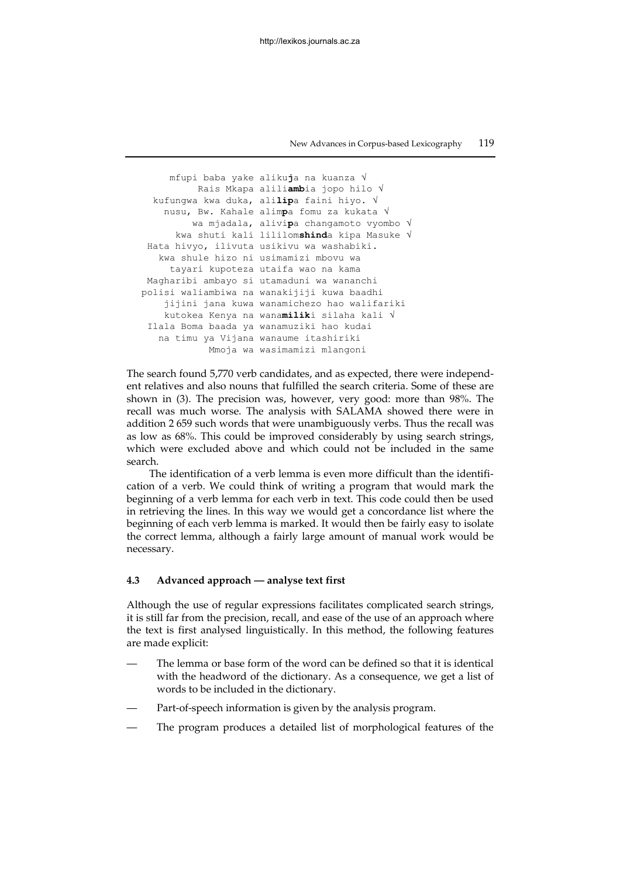```
       mfupi baba yake aliku**j**a na kuanza √
            Rais Mkapa alili**amb**ia jopo hilo √
   kufungwa kwa duka, ali**lip**a faini hiyo. √
      nusu, Bw. Kahale alim**p**a fomu za kukata √
           wa mjadala, alivi**p**a changamoto vyombo √
        kwa shuti kali lililom**shind**a kipa Masuke √
   Hata hivyo, ilivuta usikivu wa washabiki.
     kwa shule hizo ni usimamizi mbovu wa
       tayari kupoteza utaifa wao na kama
   Magharibi ambayo si utamaduni wa wananchi
  polisi waliambiwa na wanakijiji kuwa baadhi
      jijini jana kuwa wanamichezo hao walifariki
      kutokea Kenya na wana**milik**i silaha kali √
    Ilala Boma baada ya wanamuziki hao kudai
     na timu ya Vijana wanaume itashiriki
              Mmoja wa wasimamizi mlangoni
```

The search found 5,770 verb candidates, and as expected, there were independent relatives and also nouns that fulfilled the search criteria. Some of these are shown in (3). The precision was, however, very good: more than 98%. The recall was much worse. The analysis with SALAMA showed there were in addition 2 659 such words that were unambiguously verbs. Thus the recall was as low as 68%. This could be improved considerably by using search strings, which were excluded above and which could not be included in the same search.

The identification of a verb lemma is even more difficult than the identification of a verb. We could think of writing a program that would mark the beginning of a verb lemma for each verb in text. This code could then be used in retrieving the lines. In this way we would get a concordance list where the beginning of each verb lemma is marked. It would then be fairly easy to isolate the correct lemma, although a fairly large amount of manual work would be necessary.

### 4.3 Advanced approach — analyse text first

Although the use of regular expressions facilitates complicated search strings, it is still far from the precision, recall, and ease of the use of an approach where the text is first analysed linguistically. In this method, the following features are made explicit:

— The lemma or base form of the word can be defined so that it is identical with the headword of the dictionary. As a consequence, we get a list of words to be included in the dictionary.

— Part-of-speech information is given by the analysis program.

— The program produces a detailed list of morphological features of the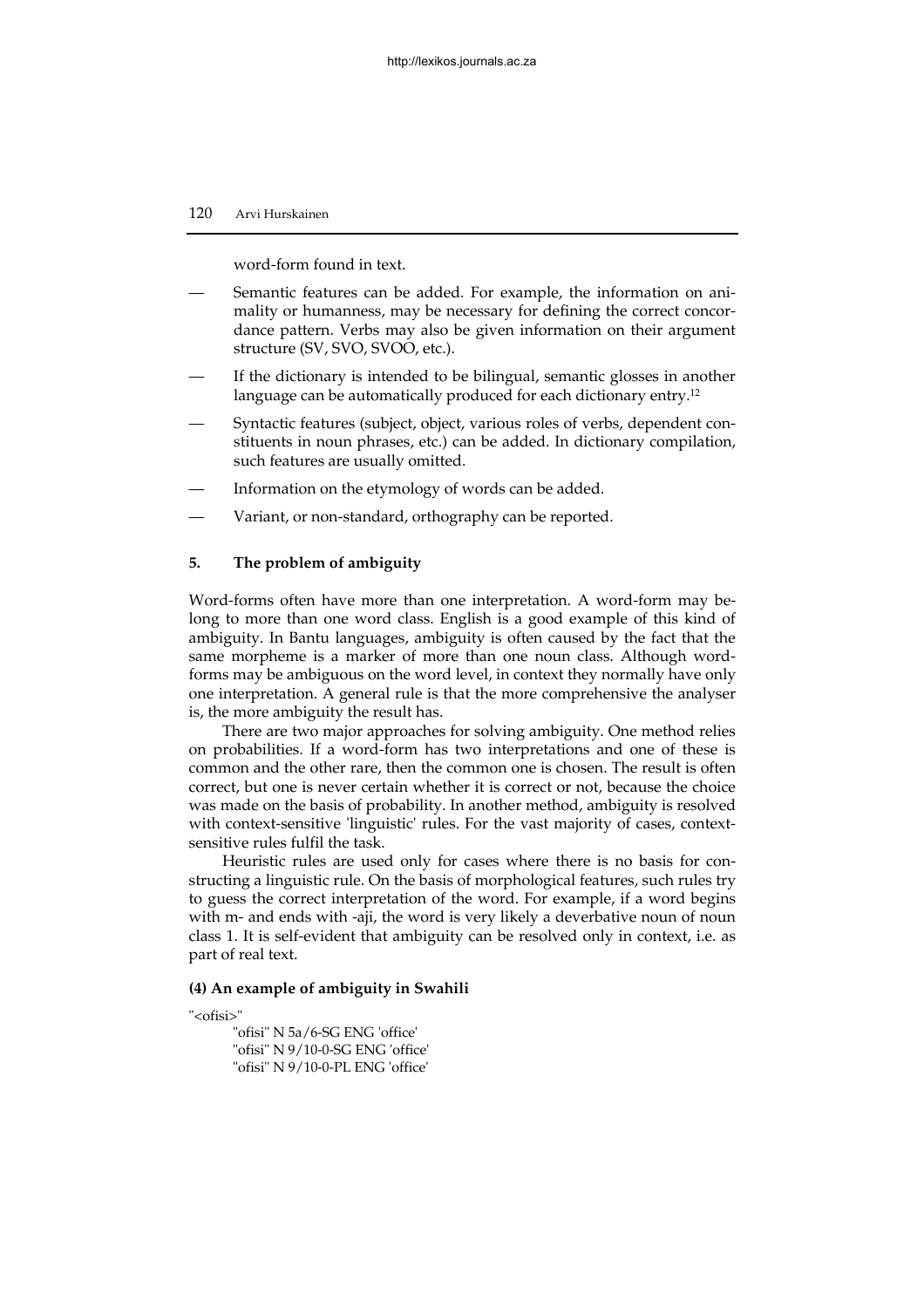word-form found in text.

- Semantic features can be added. For example, the information on animality or humanness, may be necessary for defining the correct concordance pattern. Verbs may also be given information on their argument structure (SV, SVO, SVOO, etc.).
- If the dictionary is intended to be bilingual, semantic glosses in another language can be automatically produced for each dictionary entry.[12]
- Syntactic features (subject, object, various roles of verbs, dependent constituents in noun phrases, etc.) can be added. In dictionary compilation, such features are usually omitted.
- Information on the etymology of words can be added.
- Variant, or non-standard, orthography can be reported.

## 5. The problem of ambiguity

Word-forms often have more than one interpretation. A word-form may belong to more than one word class. English is a good example of this kind of ambiguity. In Bantu languages, ambiguity is often caused by the fact that the same morpheme is a marker of more than one noun class. Although word-forms may be ambiguous on the word level, in context they normally have only one interpretation. A general rule is that the more comprehensive the analyser is, the more ambiguity the result has.

There are two major approaches for solving ambiguity. One method relies on probabilities. If a word-form has two interpretations and one of these is common and the other rare, then the common one is chosen. The result is often correct, but one is never certain whether it is correct or not, because the choice was made on the basis of probability. In another method, ambiguity is resolved with context-sensitive 'linguistic' rules. For the vast majority of cases, context-sensitive rules fulfil the task.

Heuristic rules are used only for cases where there is no basis for constructing a linguistic rule. On the basis of morphological features, such rules try to guess the correct interpretation of the word. For example, if a word begins with m- and ends with -aji, the word is very likely a deverbative noun of noun class 1. It is self-evident that ambiguity can be resolved only in context, i.e. as part of real text.

**(4) An example of ambiguity in Swahili**

```
"<ofisi>"
        "ofisi" N 5a/6-SG ENG 'office'
        "ofisi" N 9/10-0-SG ENG 'office'
        "ofisi" N 9/10-0-PL ENG 'office'
```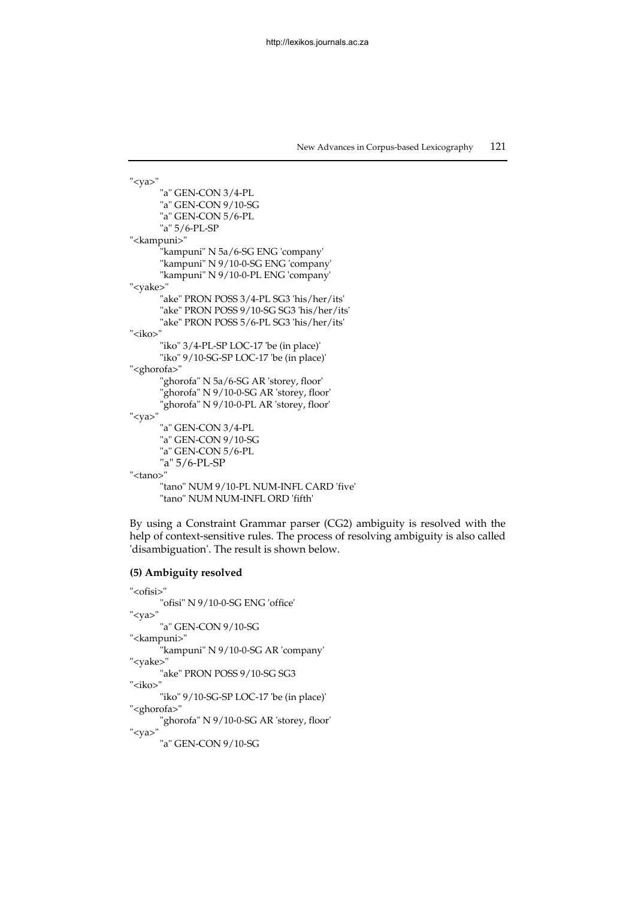```
"<ya>"
        "a" GEN-CON 3/4-PL
        "a" GEN-CON 9/10-SG
        "a" GEN-CON 5/6-PL
        "a" 5/6-PL-SP
"<kampuni>"
        "kampuni" N 5a/6-SG ENG 'company'
        "kampuni" N 9/10-0-SG ENG 'company'
        "kampuni" N 9/10-0-PL ENG 'company'
"<yake>"
        "ake" PRON POSS 3/4-PL SG3 'his/her/its'
        "ake" PRON POSS 9/10-SG SG3 'his/her/its'
        "ake" PRON POSS 5/6-PL SG3 'his/her/its'
"<iko>"
        "iko" 3/4-PL-SP LOC-17 'be (in place)'
        "iko" 9/10-SG-SP LOC-17 'be (in place)'
"<ghorofa>"
        "ghorofa" N 5a/6-SG AR 'storey, floor'
        "ghorofa" N 9/10-0-SG AR 'storey, floor'
        "ghorofa" N 9/10-0-PL AR 'storey, floor'
"<ya>"
        "a" GEN-CON 3/4-PL
        "a" GEN-CON 9/10-SG
        "a" GEN-CON 5/6-PL
        "a" 5/6-PL-SP
"<tano>"
        "tano" NUM 9/10-PL NUM-INFL CARD 'five'
        "tano" NUM NUM-INFL ORD 'fifth'
```

By using a Constraint Grammar parser (CG2) ambiguity is resolved with the help of context-sensitive rules. The process of resolving ambiguity is also called 'disambiguation'. The result is shown below.

**(5) Ambiguity resolved**

```
"<ofisi>"
        "ofisi" N 9/10-0-SG ENG 'office'
"<ya>"
        "a" GEN-CON 9/10-SG
"<kampuni>"
        "kampuni" N 9/10-0-SG AR 'company'
"<yake>"
        "ake" PRON POSS 9/10-SG SG3
"<iko>"
        "iko" 9/10-SG-SP LOC-17 'be (in place)'
"<ghorofa>"
        "ghorofa" N 9/10-0-SG AR 'storey, floor'
"<ya>"
        "a" GEN-CON 9/10-SG
```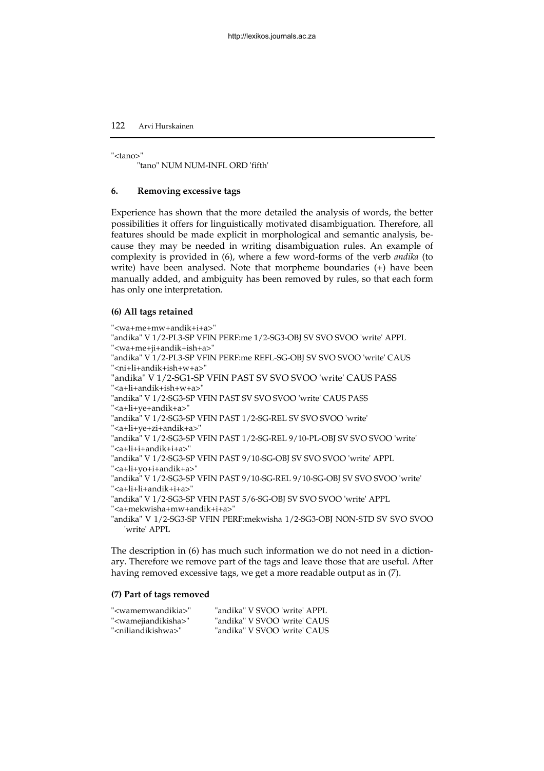"<tano>"
    "tano" NUM NUM-INFL ORD 'fifth'

### 6. Removing excessive tags

Experience has shown that the more detailed the analysis of words, the better possibilities it offers for linguistically motivated disambiguation. Therefore, all features should be made explicit in morphological and semantic analysis, because they may be needed in writing disambiguation rules. An example of complexity is provided in (6), where a few word-forms of the verb *andika* (to write) have been analysed. Note that morpheme boundaries (+) have been manually added, and ambiguity has been removed by rules, so that each form has only one interpretation.

**(6) All tags retained**

```
"<wa+me+mw+andik+i+a>"
"andika" V 1/2-PL3-SP VFIN PERF:me 1/2-SG3-OBJ SV SVO SVOO 'write' APPL
"<wa+me+ji+andik+ish+a>"
"andika" V 1/2-PL3-SP VFIN PERF:me REFL-SG-OBJ SV SVO SVOO 'write' CAUS
"<ni+li+andik+ish+w+a>"
"andika" V 1/2-SG1-SP VFIN PAST SV SVO SVOO 'write' CAUS PASS
"<a+li+andik+ish+w+a>"
"andika" V 1/2-SG3-SP VFIN PAST SV SVO SVOO 'write' CAUS PASS
"<a+li+ye+andik+a>"
"andika" V 1/2-SG3-SP VFIN PAST 1/2-SG-REL SV SVO SVOO 'write'
"<a+li+ye+zi+andik+a>"
"andika" V 1/2-SG3-SP VFIN PAST 1/2-SG-REL 9/10-PL-OBJ SV SVO SVOO 'write'
"<a+li+i+andik+i+a>"
"andika" V 1/2-SG3-SP VFIN PAST 9/10-SG-OBJ SV SVO SVOO 'write' APPL
"<a+li+yo+i+andik+a>"
"andika" V 1/2-SG3-SP VFIN PAST 9/10-SG-REL 9/10-SG-OBJ SV SVO SVOO 'write'
"<a+li+li+andik+i+a>"
"andika" V 1/2-SG3-SP VFIN PAST 5/6-SG-OBJ SV SVO SVOO 'write' APPL
"<a+mekwisha+mw+andik+i+a>"
"andika" V 1/2-SG3-SP VFIN PERF:mekwisha 1/2-SG3-OBJ NON-STD SV SVO SVOO
    'write' APPL
```

The description in (6) has much such information we do not need in a dictionary. Therefore we remove part of the tags and leave those that are useful. After having removed excessive tags, we get a more readable output as in (7).

**(7) Part of tags removed**

```
"<wamemwandikia>"      "andika" V SVOO 'write' APPL
"<wamejiandikisha>"    "andika" V SVOO 'write' CAUS
"<niliandikishwa>"     "andika" V SVOO 'write' CAUS
```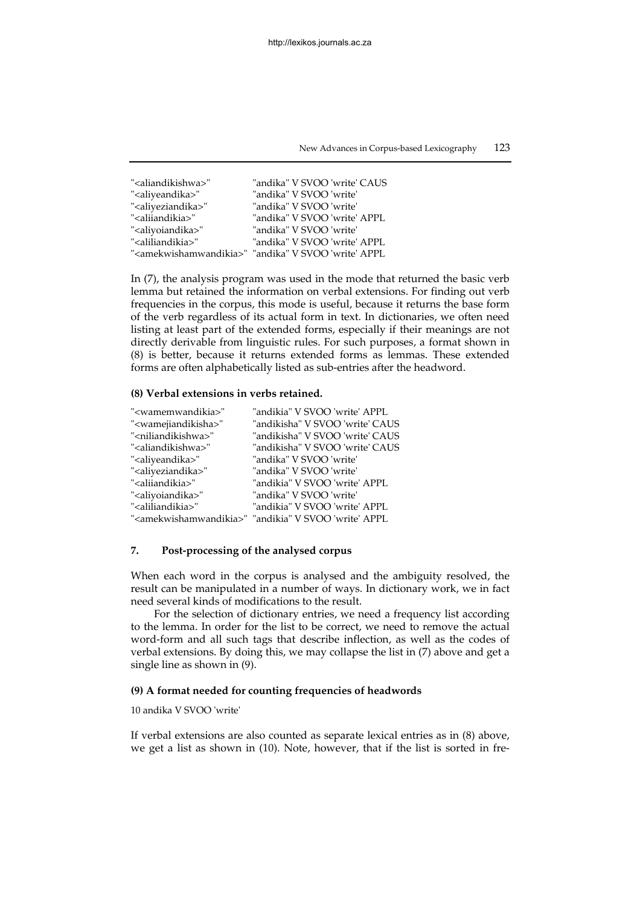```
"<aliandikishwa>"        "andika" V SVOO 'write' CAUS
"<aliyeandika>"          "andika" V SVOO 'write'
"<aliyeziandika>"        "andika" V SVOO 'write'
"<aliiandikia>"          "andika" V SVOO 'write' APPL
"<aliyoiandika>"         "andika" V SVOO 'write'
"<aliliandikia>"         "andika" V SVOO 'write' APPL
"<amekwishamwandikia>"   "andika" V SVOO 'write' APPL
```

In (7), the analysis program was used in the mode that returned the basic verb lemma but retained the information on verbal extensions. For finding out verb frequencies in the corpus, this mode is useful, because it returns the base form of the verb regardless of its actual form in text. In dictionaries, we often need listing at least part of the extended forms, especially if their meanings are not directly derivable from linguistic rules. For such purposes, a format shown in (8) is better, because it returns extended forms as lemmas. These extended forms are often alphabetically listed as sub-entries after the headword.

**(8) Verbal extensions in verbs retained.**

```
"<wamemwandikia>"        "andikia" V SVOO 'write' APPL
"<wamejiandikisha>"      "andikisha" V SVOO 'write' CAUS
"<niliandikishwa>"       "andikisha" V SVOO 'write' CAUS
"<aliandikishwa>"        "andikisha" V SVOO 'write' CAUS
"<aliyeandika>"          "andika" V SVOO 'write'
"<aliyeziandika>"        "andika" V SVOO 'write'
"<aliiandikia>"          "andikia" V SVOO 'write' APPL
"<aliyoiandika>"         "andika" V SVOO 'write'
"<aliliandikia>"         "andikia" V SVOO 'write' APPL
"<amekwishamwandikia>"   "andikia" V SVOO 'write' APPL
```

## 7. Post-processing of the analysed corpus

When each word in the corpus is analysed and the ambiguity resolved, the result can be manipulated in a number of ways. In dictionary work, we in fact need several kinds of modifications to the result.

For the selection of dictionary entries, we need a frequency list according to the lemma. In order for the list to be correct, we need to remove the actual word-form and all such tags that describe inflection, as well as the codes of verbal extensions. By doing this, we may collapse the list in (7) above and get a single line as shown in (9).

**(9) A format needed for counting frequencies of headwords**

```
10 andika V SVOO 'write'
```

If verbal extensions are also counted as separate lexical entries as in (8) above, we get a list as shown in (10). Note, however, that if the list is sorted in fre-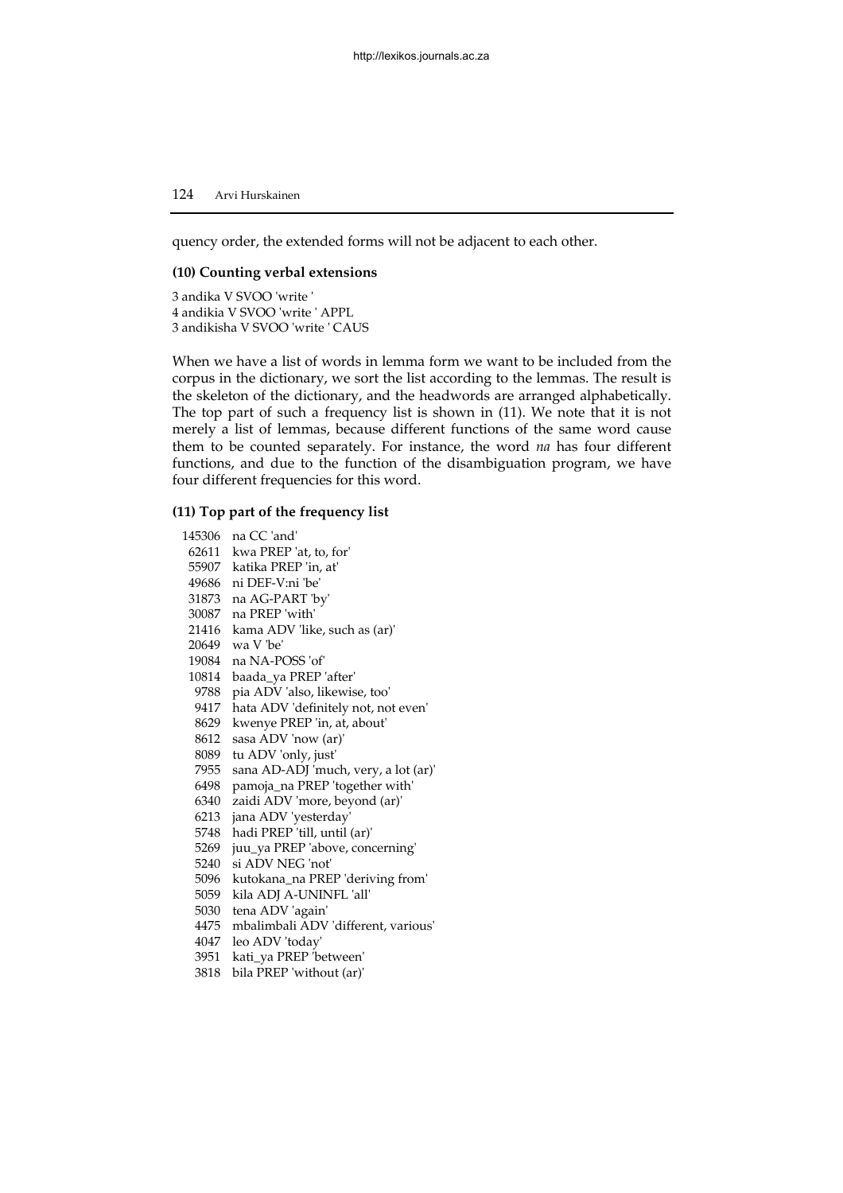quency order, the extended forms will not be adjacent to each other.

**(10) Counting verbal extensions**

```
3 andika V SVOO 'write '
4 andikia V SVOO 'write ' APPL
3 andikisha V SVOO 'write ' CAUS
```

When we have a list of words in lemma form we want to be included from the corpus in the dictionary, we sort the list according to the lemmas. The result is the skeleton of the dictionary, and the headwords are arranged alphabetically. The top part of such a frequency list is shown in (11). We note that it is not merely a list of lemmas, because different functions of the same word cause them to be counted separately. For instance, the word *na* has four different functions, and due to the function of the disambiguation program, we have four different frequencies for this word.

**(11) Top part of the frequency list**

```
145306  na CC 'and'
 62611  kwa PREP 'at, to, for'
 55907  katika PREP 'in, at'
 49686  ni DEF-V:ni 'be'
 31873  na AG-PART 'by'
 30087  na PREP 'with'
 21416  kama ADV 'like, such as (ar)'
 20649  wa V 'be'
 19084  na NA-POSS 'of'
 10814  baada_ya PREP 'after'
  9788  pia ADV 'also, likewise, too'
  9417  hata ADV 'definitely not, not even'
  8629  kwenye PREP 'in, at, about'
  8612  sasa ADV 'now (ar)'
  8089  tu ADV 'only, just'
  7955  sana AD-ADJ 'much, very, a lot (ar)'
  6498  pamoja_na PREP 'together with'
  6340  zaidi ADV 'more, beyond (ar)'
  6213  jana ADV 'yesterday'
  5748  hadi PREP 'till, until (ar)'
  5269  juu_ya PREP 'above, concerning'
  5240  si ADV NEG 'not'
  5096  kutokana_na PREP 'deriving from'
  5059  kila ADJ A-UNINFL 'all'
  5030  tena ADV 'again'
  4475  mbalimbali ADV 'different, various'
  4047  leo ADV 'today'
  3951  kati_ya PREP 'between'
  3818  bila PREP 'without (ar)'
```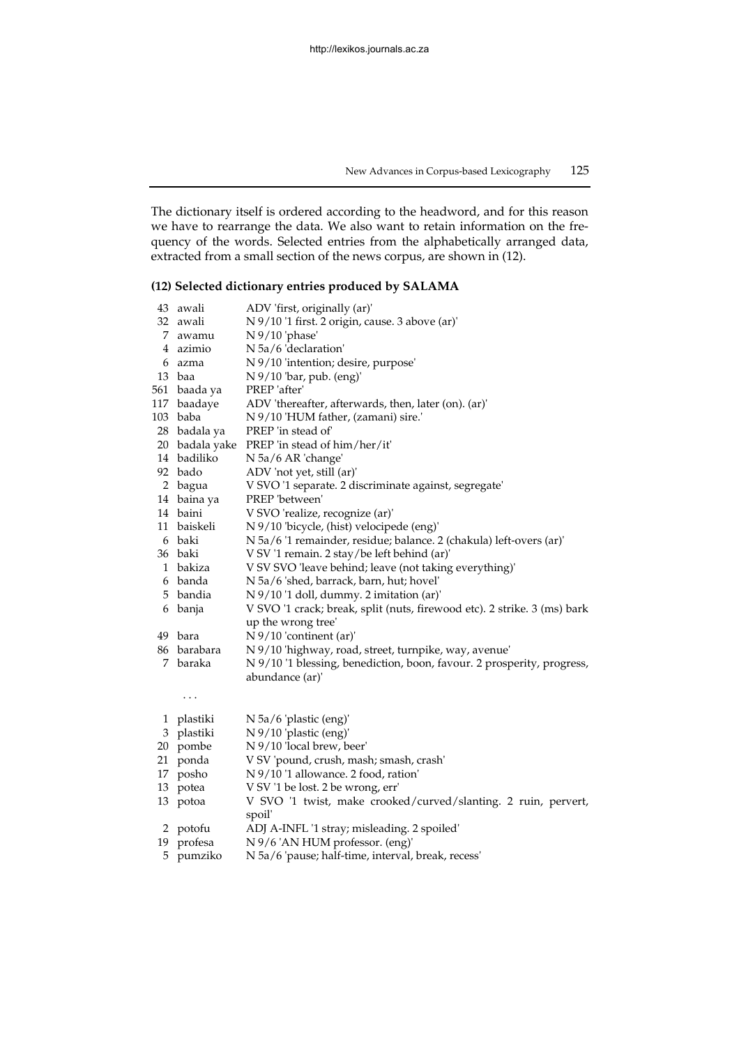The dictionary itself is ordered according to the headword, and for this reason we have to rearrange the data. We also want to retain information on the frequency of the words. Selected entries from the alphabetically arranged data, extracted from a small section of the news corpus, are shown in (12).

**(12) Selected dictionary entries produced by SALAMA**

```
 43 awali        ADV 'first, originally (ar)'
 32 awali        N 9/10 '1 first. 2 origin, cause. 3 above (ar)'
  7 awamu        N 9/10 'phase'
  4 azimio       N 5a/6 'declaration'
  6 azma         N 9/10 'intention; desire, purpose'
 13 baa          N 9/10 'bar, pub. (eng)'
561 baada ya     PREP 'after'
117 baadaye      ADV 'thereafter, afterwards, then, later (on). (ar)'
103 baba         N 9/10 'HUM father, (zamani) sire.'
 28 badala ya    PREP 'in stead of'
 20 badala yake  PREP 'in stead of him/her/it'
 14 badiliko     N 5a/6 AR 'change'
 92 bado         ADV 'not yet, still (ar)'
  2 bagua        V SVO '1 separate. 2 discriminate against, segregate'
 14 baina ya     PREP 'between'
 14 baini        V SVO 'realize, recognize (ar)'
 11 baiskeli     N 9/10 'bicycle, (hist) velocipede (eng)'
  6 baki         N 5a/6 '1 remainder, residue; balance. 2 (chakula) left-overs (ar)'
 36 baki         V SV '1 remain. 2 stay/be left behind (ar)'
  1 bakiza       V SV SVO 'leave behind; leave (not taking everything)'
  6 banda        N 5a/6 'shed, barrack, barn, hut; hovel'
  5 bandia       N 9/10 '1 doll, dummy. 2 imitation (ar)'
  6 banja        V SVO '1 crack; break, split (nuts, firewood etc). 2 strike. 3 (ms) bark
                 up the wrong tree'
 49 bara         N 9/10 'continent (ar)'
 86 barabara     N 9/10 'highway, road, street, turnpike, way, avenue'
  7 baraka       N 9/10 '1 blessing, benediction, boon, favour. 2 prosperity, progress,
                 abundance (ar)'

    . . .

  1 plastiki     N 5a/6 'plastic (eng)'
  3 plastiki     N 9/10 'plastic (eng)'
 20 pombe        N 9/10 'local brew, beer'
 21 ponda        V SV 'pound, crush, mash; smash, crash'
 17 posho        N 9/10 '1 allowance. 2 food, ration'
 13 potea        V SV '1 be lost. 2 be wrong, err'
 13 potoa        V SVO '1 twist, make crooked/curved/slanting. 2 ruin, pervert,
                 spoil'
  2 potofu       ADJ A-INFL '1 stray; misleading. 2 spoiled'
 19 profesa      N 9/6 'AN HUM professor. (eng)'
  5 pumziko      N 5a/6 'pause; half-time, interval, break, recess'
```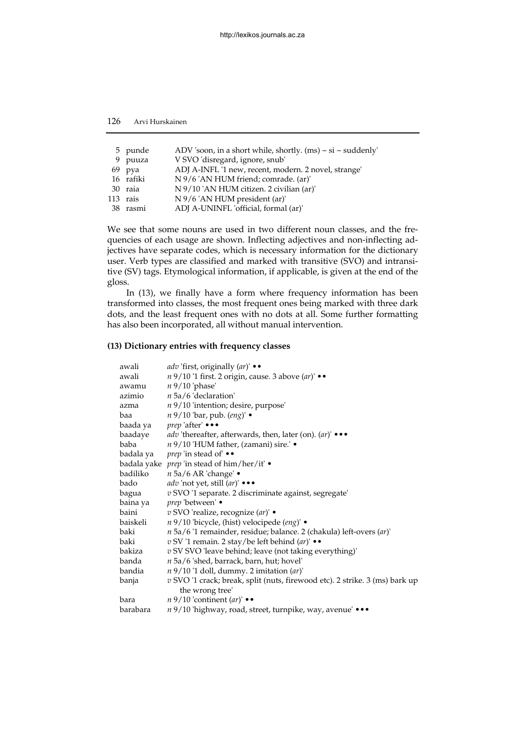```
  5 punde      ADV 'soon, in a short while, shortly. (ms) ~ si ~ suddenly'
  9 puuza      V SVO 'disregard, ignore, snub'
 69 pya        ADJ A-INFL '1 new, recent, modern. 2 novel, strange'
 16 rafiki     N 9/6 'AN HUM friend; comrade. (ar)'
 30 raia       N 9/10 'AN HUM citizen. 2 civilian (ar)'
113 rais       N 9/6 'AN HUM president (ar)'
 38 rasmi      ADJ A-UNINFL 'official, formal (ar)'
```

We see that some nouns are used in two different noun classes, and the frequencies of each usage are shown. Inflecting adjectives and non-inflecting adjectives have separate codes, which is necessary information for the dictionary user. Verb types are classified and marked with transitive (SVO) and intransitive (SV) tags. Etymological information, if applicable, is given at the end of the gloss.

In (13), we finally have a form where frequency information has been transformed into classes, the most frequent ones being marked with three dark dots, and the least frequent ones with no dots at all. Some further formatting has also been incorporated, all without manual intervention.

**(13) Dictionary entries with frequency classes**

| | |
|---|---|
| awali | *adv* 'first, originally (*ar*)' •• |
| awali | *n* 9/10 '1 first. 2 origin, cause. 3 above (*ar*)' •• |
| awamu | *n* 9/10 'phase' |
| azimio | *n* 5a/6 'declaration' |
| azma | *n* 9/10 'intention; desire, purpose' |
| baa | *n* 9/10 'bar, pub. (*eng*)' • |
| baada ya | *prep* 'after' ••• |
| baadaye | *adv* 'thereafter, afterwards, then, later (on). (*ar*)' ••• |
| baba | *n* 9/10 'HUM father, (zamani) sire.' • |
| badala ya | *prep* 'in stead of' •• |
| badala yake | *prep* 'in stead of him/her/it' • |
| badiliko | *n* 5a/6 AR 'change' • |
| bado | *adv* 'not yet, still (*ar*)' ••• |
| bagua | *v* SVO '1 separate. 2 discriminate against, segregate' |
| baina ya | *prep* 'between' • |
| baini | *v* SVO 'realize, recognize (*ar*)' • |
| baiskeli | *n* 9/10 'bicycle, (hist) velocipede (*eng*)' • |
| baki | *n* 5a/6 '1 remainder, residue; balance. 2 (chakula) left-overs (*ar*)' |
| baki | *v* SV '1 remain. 2 stay/be left behind (*ar*)' •• |
| bakiza | *v* SV SVO 'leave behind; leave (not taking everything)' |
| banda | *n* 5a/6 'shed, barrack, barn, hut; hovel' |
| bandia | *n* 9/10 '1 doll, dummy. 2 imitation (*ar*)' |
| banja | *v* SVO '1 crack; break, split (nuts, firewood etc). 2 strike. 3 (ms) bark up the wrong tree' |
| bara | *n* 9/10 'continent (*ar*)' •• |
| barabara | *n* 9/10 'highway, road, street, turnpike, way, avenue' ••• |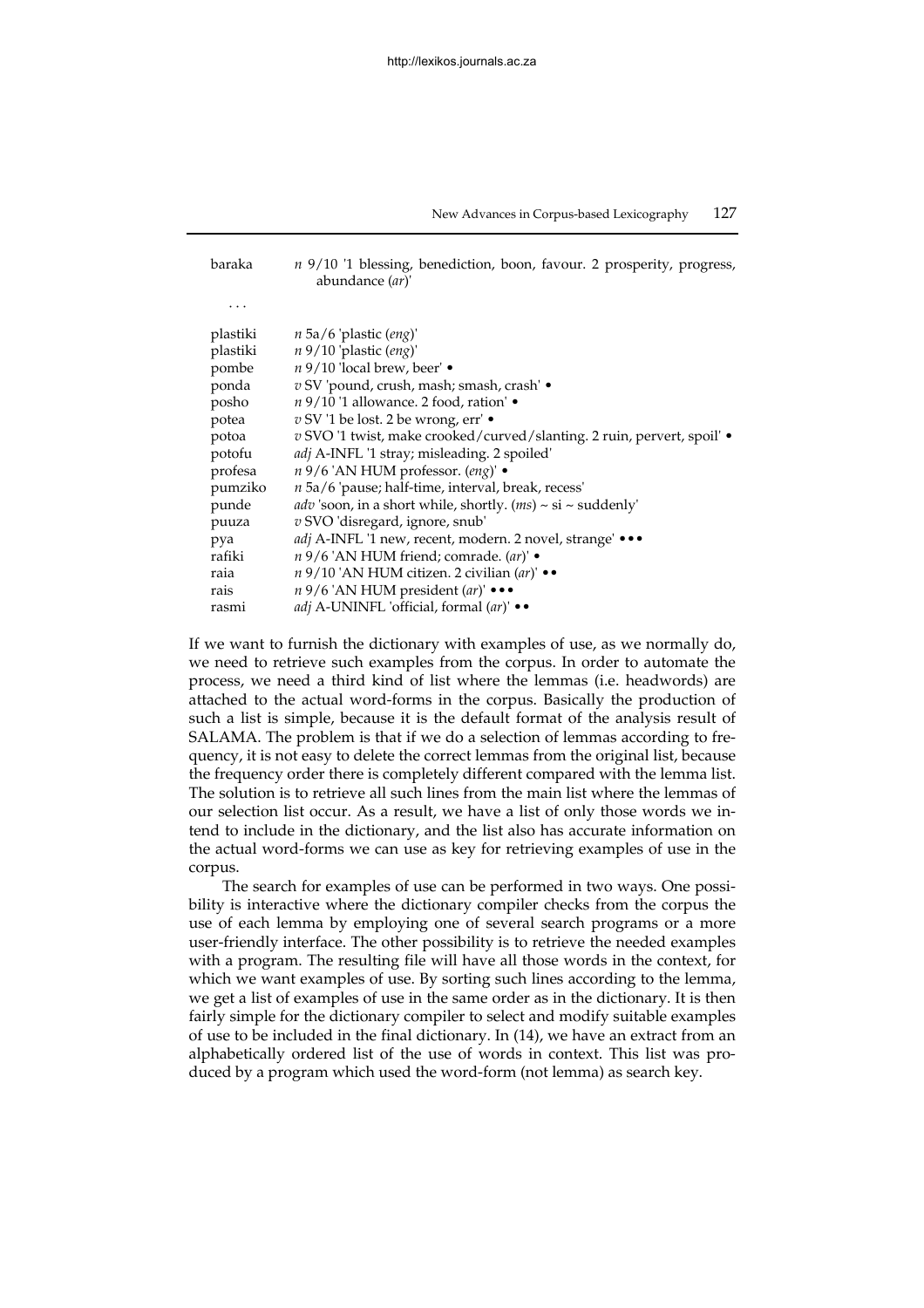| | |
|---|---|
| baraka | *n* 9/10 '1 blessing, benediction, boon, favour. 2 prosperity, progress, abundance (*ar*)' |
| ... | |
| plastiki | *n* 5a/6 'plastic (*eng*)' |
| plastiki | *n* 9/10 'plastic (*eng*)' |
| pombe | *n* 9/10 'local brew, beer' • |
| ponda | *v* SV 'pound, crush, mash; smash, crash' • |
| posho | *n* 9/10 '1 allowance. 2 food, ration' • |
| potea | *v* SV '1 be lost. 2 be wrong, err' • |
| potoa | *v* SVO '1 twist, make crooked/curved/slanting. 2 ruin, pervert, spoil' • |
| potofu | *adj* A-INFL '1 stray; misleading. 2 spoiled' |
| profesa | *n* 9/6 'AN HUM professor. (*eng*)' • |
| pumziko | *n* 5a/6 'pause; half-time, interval, break, recess' |
| punde | *adv* 'soon, in a short while, shortly. (*ms*) ~ si ~ suddenly' |
| puuza | *v* SVO 'disregard, ignore, snub' |
| pya | *adj* A-INFL '1 new, recent, modern. 2 novel, strange' ••• |
| rafiki | *n* 9/6 'AN HUM friend; comrade. (*ar*)' • |
| raia | *n* 9/10 'AN HUM citizen. 2 civilian (*ar*)' •• |
| rais | *n* 9/6 'AN HUM president (*ar*)' ••• |
| rasmi | *adj* A-UNINFL 'official, formal (*ar*)' •• |

If we want to furnish the dictionary with examples of use, as we normally do, we need to retrieve such examples from the corpus. In order to automate the process, we need a third kind of list where the lemmas (i.e. headwords) are attached to the actual word-forms in the corpus. Basically the production of such a list is simple, because it is the default format of the analysis result of SALAMA. The problem is that if we do a selection of lemmas according to frequency, it is not easy to delete the correct lemmas from the original list, because the frequency order there is completely different compared with the lemma list. The solution is to retrieve all such lines from the main list where the lemmas of our selection list occur. As a result, we have a list of only those words we intend to include in the dictionary, and the list also has accurate information on the actual word-forms we can use as key for retrieving examples of use in the corpus.

The search for examples of use can be performed in two ways. One possibility is interactive where the dictionary compiler checks from the corpus the use of each lemma by employing one of several search programs or a more user-friendly interface. The other possibility is to retrieve the needed examples with a program. The resulting file will have all those words in the context, for which we want examples of use. By sorting such lines according to the lemma, we get a list of examples of use in the same order as in the dictionary. It is then fairly simple for the dictionary compiler to select and modify suitable examples of use to be included in the final dictionary. In (14), we have an extract from an alphabetically ordered list of the use of words in context. This list was produced by a program which used the word-form (not lemma) as search key.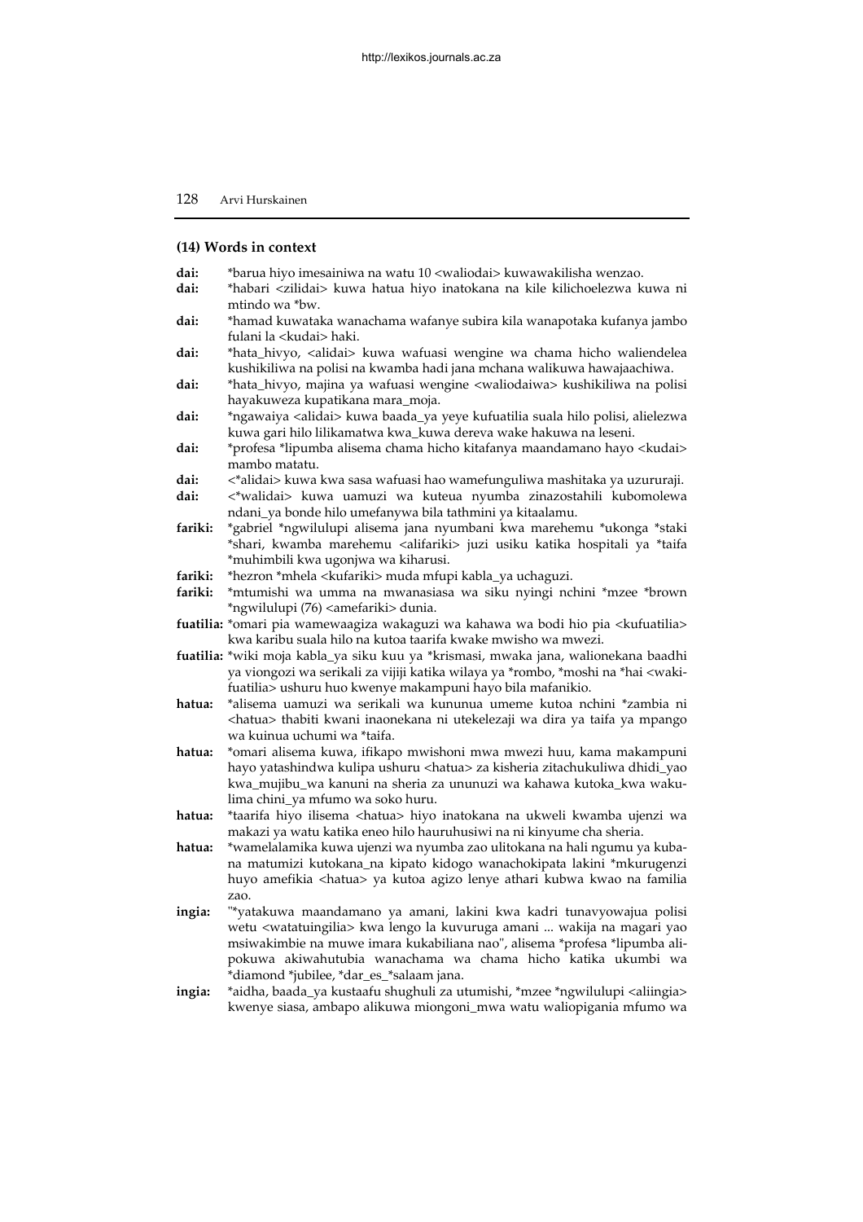#### (14) Words in context

**dai:** *barua hiyo imesainiwa na watu 10 <waliodai> kuwawakilisha wenzao.
**dai:** *habari <zilidai> kuwa hatua hiyo inatokana na kile kilichoelezwa kuwa ni mtindo wa *bw.
**dai:** *hamad kuwataka wanachama wafanye subira kila wanapotaka kufanya jambo fulani la <kudai> haki.
**dai:** *hata_hivyo, <alidai> kuwa wafuasi wengine wa chama hicho waliendelea kushikiliwa na polisi na kwamba hadi jana mchana walikuwa hawajaachiwa.
**dai:** *hata_hivyo, majina ya wafuasi wengine <waliodaiwa> kushikiliwa na polisi hayakuweza kupatikana mara_moja.
**dai:** *ngawaiya <alidai> kuwa baada_ya yeye kufuatilia suala hilo polisi, alielezwa kuwa gari hilo lilikamatwa kwa_kuwa dereva wake hakuwa na leseni.
**dai:** *profesa *lipumba alisema chama hicho kitafanya maandamano hayo <kudai> mambo matatu.
**dai:** <*alidai> kuwa kwa sasa wafuasi hao wamefunguliwa mashitaka ya uzururaji.
**dai:** <*walidai> kuwa uamuzi wa kuteua nyumba zinazostahili kubomolewa ndani_ya bonde hilo umefanywa bila tathmini ya kitaalamu.
**fariki:** *gabriel *ngwilulupi alisema jana nyumbani kwa marehemu *ukonga *staki *shari, kwamba marehemu <alifariki> juzi usiku katika hospitali ya *taifa *muhimbili kwa ugonjwa wa kiharusi.
**fariki:** *hezron *mhela <kufariki> muda mfupi kabla_ya uchaguzi.
**fariki:** *mtumishi wa umma na mwanasiasa wa siku nyingi nchini *mzee *brown *ngwilulupi (76) <amefariki> dunia.
**fuatilia:** *omari pia wamewaagiza wakaguzi wa kahawa wa bodi hio pia <kufuatilia> kwa karibu suala hilo na kutoa taarifa kwake mwisho wa mwezi.
**fuatilia:** *wiki moja kabla_ya siku kuu ya *krismasi, mwaka jana, walionekana baadhi ya viongozi wa serikali za vijiji katika wilaya ya *rombo, *moshi na *hai <waki-fuatilia> ushuru huo kwenye makampuni hayo bila mafanikio.
**hatua:** *alisema uamuzi wa serikali wa kununua umeme kutoa nchini *zambia ni <hatua> thabiti kwani inaonekana ni utekelezaji wa dira ya taifa ya mpango wa kuinua uchumi wa *taifa.
**hatua:** *omari alisema kuwa, ifikapo mwishoni mwa mwezi huu, kama makampuni hayo yatashindwa kulipa ushuru <hatua> za kisheria zitachukuliwa dhidi_yao kwa_mujibu_wa kanuni na sheria za ununuzi wa kahawa kutoka_kwa wakulima chini_ya mfumo wa soko huru.
**hatua:** *taarifa hiyo ilisema <hatua> hiyo inatokana na ukweli kwamba ujenzi wa makazi ya watu katika eneo hilo hauruhusiwi na ni kinyume cha sheria.
**hatua:** *wamelalamika kuwa ujenzi wa nyumba zao ulitokana na hali ngumu ya kubana matumizi kutokana_na kipato kidogo wanachokipata lakini *mkurugenzi huyo amefikia <hatua> ya kutoa agizo lenye athari kubwa kwao na familia zao.
**ingia:** "*yatakuwa maandamano ya amani, lakini kwa kadri tunavyowajua polisi wetu <watatuingilia> kwa lengo la kuvuruga amani ... wakija na magari yao msiwakimbie na muwe imara kukabiliana nao", alisema *profesa *lipumba alipokuwa akiwahutubia wanachama wa chama hicho katika ukumbi wa *diamond *jubilee, *dar_es_*salaam jana.
**ingia:** *aidha, baada_ya kustaafu shughuli za utumishi, *mzee *ngwilulupi <aliingia> kwenye siasa, ambapo alikuwa miongoni_mwa watu waliopigania mfumo wa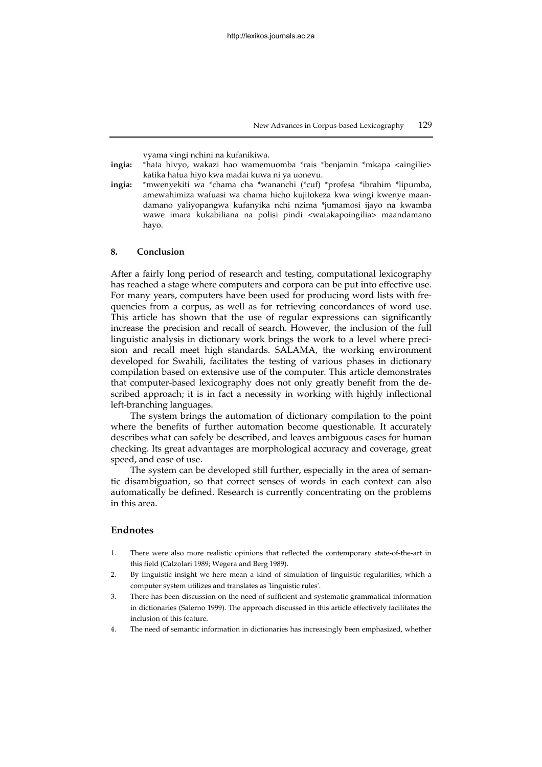vyama vingi nchini na kufanikiwa.

**ingia:** *hata_hivyo, wakazi hao wamemuomba *rais *benjamin *mkapa <aingilie> katika hatua hiyo kwa madai kuwa ni ya uonevu.

**ingia:** *mwenyekiti wa *chama cha *wananchi (*cuf) *profesa *ibrahim *lipumba, amewahimiza wafuasi wa chama hicho kujitokeza kwa wingi kwenye maandamano yaliyopangwa kufanyika nchi nzima *jumamosi ijayo na kwamba wawe imara kukabiliana na polisi pindi <watakapoingilia> maandamano hayo.

## 8. Conclusion

After a fairly long period of research and testing, computational lexicography has reached a stage where computers and corpora can be put into effective use. For many years, computers have been used for producing word lists with frequencies from a corpus, as well as for retrieving concordances of word use. This article has shown that the use of regular expressions can significantly increase the precision and recall of search. However, the inclusion of the full linguistic analysis in dictionary work brings the work to a level where precision and recall meet high standards. SALAMA, the working environment developed for Swahili, facilitates the testing of various phases in dictionary compilation based on extensive use of the computer. This article demonstrates that computer-based lexicography does not only greatly benefit from the described approach; it is in fact a necessity in working with highly inflectional left-branching languages.

The system brings the automation of dictionary compilation to the point where the benefits of further automation become questionable. It accurately describes what can safely be described, and leaves ambiguous cases for human checking. Its great advantages are morphological accuracy and coverage, great speed, and ease of use.

The system can be developed still further, especially in the area of semantic disambiguation, so that correct senses of words in each context can also automatically be defined. Research is currently concentrating on the problems in this area.

## Endnotes

1. There were also more realistic opinions that reflected the contemporary state-of-the-art in this field (Calzolari 1989; Wegera and Berg 1989).
2. By linguistic insight we here mean a kind of simulation of linguistic regularities, which a computer system utilizes and translates as 'linguistic rules'.
3. There has been discussion on the need of sufficient and systematic grammatical information in dictionaries (Salerno 1999). The approach discussed in this article effectively facilitates the inclusion of this feature.
4. The need of semantic information in dictionaries has increasingly been emphasized, whether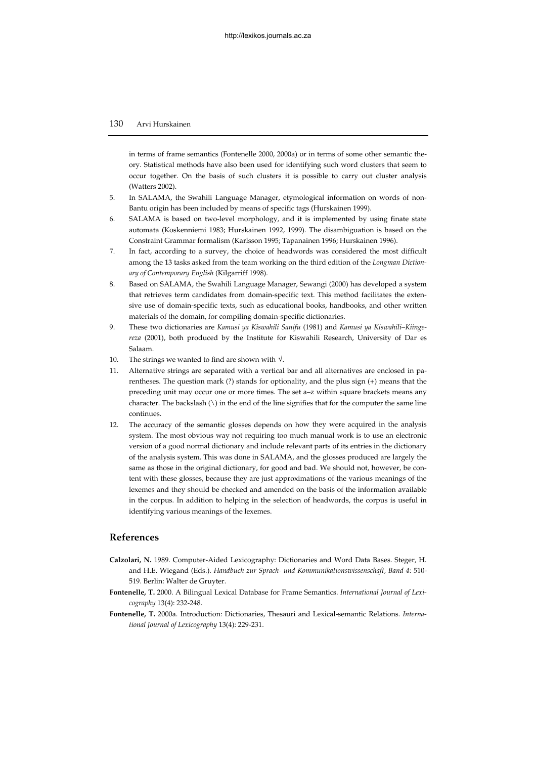in terms of frame semantics (Fontenelle 2000, 2000a) or in terms of some other semantic theory. Statistical methods have also been used for identifying such word clusters that seem to occur together. On the basis of such clusters it is possible to carry out cluster analysis (Watters 2002).

5. In SALAMA, the Swahili Language Manager, etymological information on words of non-Bantu origin has been included by means of specific tags (Hurskainen 1999).
6. SALAMA is based on two-level morphology, and it is implemented by using finate state automata (Koskenniemi 1983; Hurskainen 1992, 1999). The disambiguation is based on the Constraint Grammar formalism (Karlsson 1995; Tapanainen 1996; Hurskainen 1996).
7. In fact, according to a survey, the choice of headwords was considered the most difficult among the 13 tasks asked from the team working on the third edition of the *Longman Dictionary of Contemporary English* (Kilgarriff 1998).
8. Based on SALAMA, the Swahili Language Manager, Sewangi (2000) has developed a system that retrieves term candidates from domain-specific text. This method facilitates the extensive use of domain-specific texts, such as educational books, handbooks, and other written materials of the domain, for compiling domain-specific dictionaries.
9. These two dictionaries are *Kamusi ya Kiswahili Sanifu* (1981) and *Kamusi ya Kiswahili–Kiingereza* (2001), both produced by the Institute for Kiswahili Research, University of Dar es Salaam.
10. The strings we wanted to find are shown with √.
11. Alternative strings are separated with a vertical bar and all alternatives are enclosed in parentheses. The question mark (?) stands for optionality, and the plus sign (+) means that the preceding unit may occur one or more times. The set a–z within square brackets means any character. The backslash (\) in the end of the line signifies that for the computer the same line continues.
12. The accuracy of the semantic glosses depends on how they were acquired in the analysis system. The most obvious way not requiring too much manual work is to use an electronic version of a good normal dictionary and include relevant parts of its entries in the dictionary of the analysis system. This was done in SALAMA, and the glosses produced are largely the same as those in the original dictionary, for good and bad. We should not, however, be content with these glosses, because they are just approximations of the various meanings of the lexemes and they should be checked and amended on the basis of the information available in the corpus. In addition to helping in the selection of headwords, the corpus is useful in identifying various meanings of the lexemes.

## References

**Calzolari, N.** 1989. Computer-Aided Lexicography: Dictionaries and Word Data Bases. Steger, H. and H.E. Wiegand (Eds.). *Handbuch zur Sprach- und Kommunikationswissenschaft, Band 4*: 510-519. Berlin: Walter de Gruyter.

**Fontenelle, T.** 2000. A Bilingual Lexical Database for Frame Semantics. *International Journal of Lexicography* 13(4): 232-248.

**Fontenelle, T.** 2000a. Introduction: Dictionaries, Thesauri and Lexical-semantic Relations. *International Journal of Lexicography* 13(4): 229-231.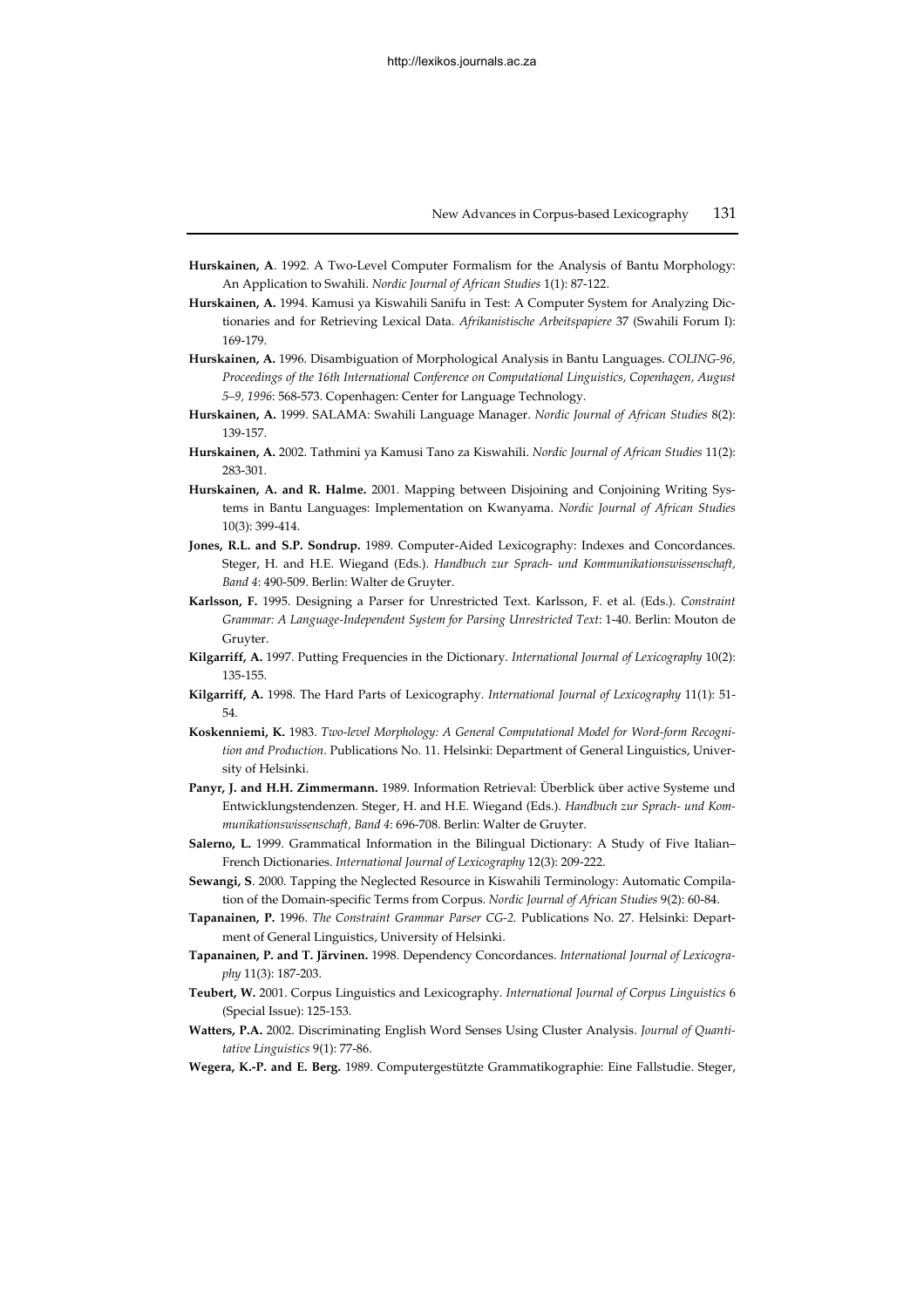**Hurskainen, A**. 1992. A Two-Level Computer Formalism for the Analysis of Bantu Morphology: An Application to Swahili. *Nordic Journal of African Studies* 1(1): 87-122.

**Hurskainen, A.** 1994. Kamusi ya Kiswahili Sanifu in Test: A Computer System for Analyzing Dictionaries and for Retrieving Lexical Data. *Afrikanistische Arbeitspapiere* 37 (Swahili Forum I): 169-179.

**Hurskainen, A.** 1996. Disambiguation of Morphological Analysis in Bantu Languages. *COLING-96, Proceedings of the 16th International Conference on Computational Linguistics, Copenhagen, August 5–9, 1996*: 568-573. Copenhagen: Center for Language Technology.

**Hurskainen, A.** 1999. SALAMA: Swahili Language Manager. *Nordic Journal of African Studies* 8(2): 139-157.

**Hurskainen, A.** 2002. Tathmini ya Kamusi Tano za Kiswahili. *Nordic Journal of African Studies* 11(2): 283-301.

**Hurskainen, A. and R. Halme.** 2001. Mapping between Disjoining and Conjoining Writing Systems in Bantu Languages: Implementation on Kwanyama. *Nordic Journal of African Studies* 10(3): 399-414.

**Jones, R.L. and S.P. Sondrup.** 1989. Computer-Aided Lexicography: Indexes and Concordances. Steger, H. and H.E. Wiegand (Eds.). *Handbuch zur Sprach- und Kommunikationswissenschaft, Band 4*: 490-509. Berlin: Walter de Gruyter.

**Karlsson, F.** 1995. Designing a Parser for Unrestricted Text. Karlsson, F. et al. (Eds.). *Constraint Grammar: A Language-Independent System for Parsing Unrestricted Text*: 1-40. Berlin: Mouton de Gruyter.

**Kilgarriff, A.** 1997. Putting Frequencies in the Dictionary. *International Journal of Lexicography* 10(2): 135-155.

**Kilgarriff, A.** 1998. The Hard Parts of Lexicography. *International Journal of Lexicography* 11(1): 51-54.

**Koskenniemi, K.** 1983. *Two-level Morphology: A General Computational Model for Word-form Recognition and Production*. Publications No. 11. Helsinki: Department of General Linguistics, University of Helsinki.

**Panyr, J. and H.H. Zimmermann.** 1989. Information Retrieval: Überblick über active Systeme und Entwicklungstendenzen. Steger, H. and H.E. Wiegand (Eds.). *Handbuch zur Sprach- und Kommunikationswissenschaft, Band 4*: 696-708. Berlin: Walter de Gruyter.

**Salerno, L.** 1999. Grammatical Information in the Bilingual Dictionary: A Study of Five Italian–French Dictionaries. *International Journal of Lexicography* 12(3): 209-222.

**Sewangi, S**. 2000. Tapping the Neglected Resource in Kiswahili Terminology: Automatic Compilation of the Domain-specific Terms from Corpus. *Nordic Journal of African Studies* 9(2): 60-84.

**Tapanainen, P.** 1996. *The Constraint Grammar Parser CG-2.* Publications No. 27. Helsinki: Department of General Linguistics, University of Helsinki.

**Tapanainen, P. and T. Järvinen.** 1998. Dependency Concordances. *International Journal of Lexicography* 11(3): 187-203.

**Teubert, W.** 2001. Corpus Linguistics and Lexicography. *International Journal of Corpus Linguistics* 6 (Special Issue): 125-153.

**Watters, P.A.** 2002. Discriminating English Word Senses Using Cluster Analysis. *Journal of Quantitative Linguistics* 9(1): 77-86.

**Wegera, K.-P. and E. Berg.** 1989. Computergestützte Grammatikographie: Eine Fallstudie. Steger,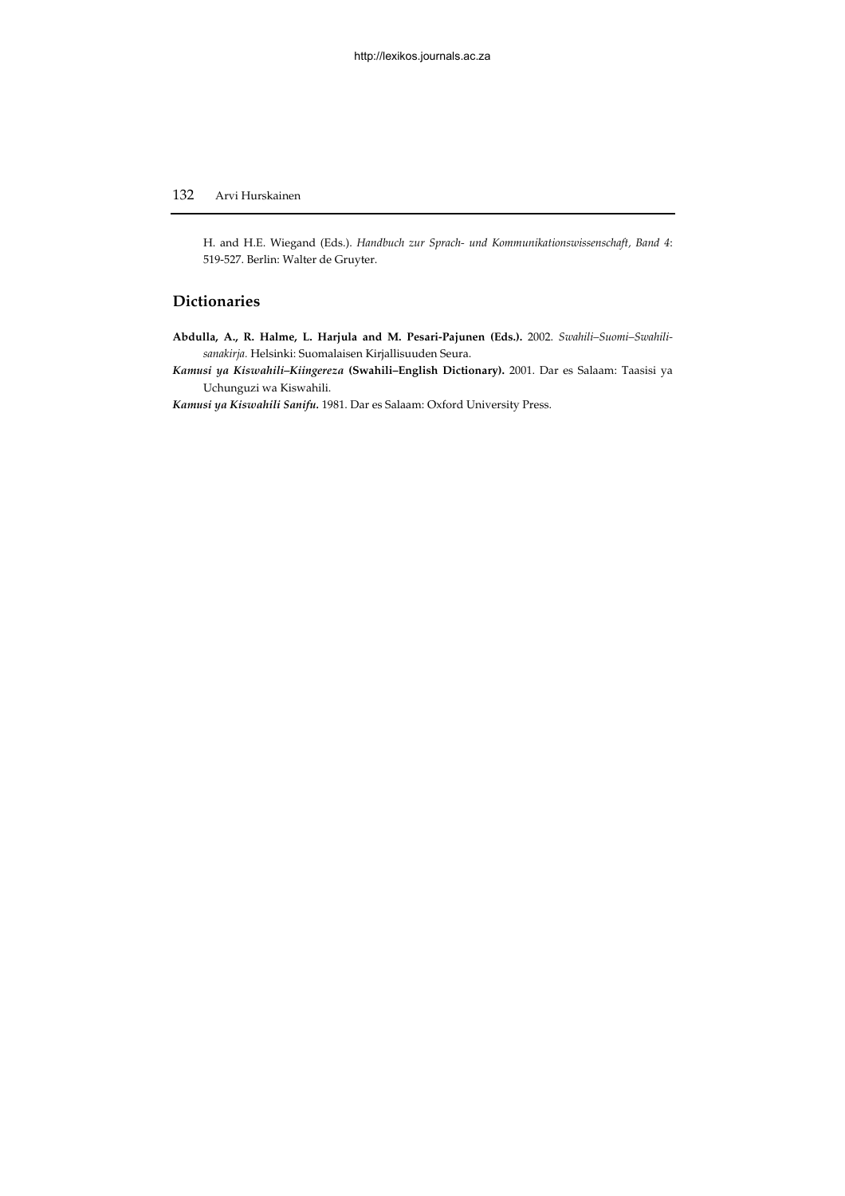H. and H.E. Wiegand (Eds.). *Handbuch zur Sprach- und Kommunikationswissenschaft, Band 4*: 519-527. Berlin: Walter de Gruyter.

## Dictionaries

**Abdulla, A., R. Halme, L. Harjula and M. Pesari-Pajunen (Eds.).** 2002. *Swahili–Suomi–Swahili-sanakirja.* Helsinki: Suomalaisen Kirjallisuuden Seura.

***Kamusi ya Kiswahili–Kiingereza* (Swahili–English Dictionary).** 2001. Dar es Salaam: Taasisi ya Uchunguzi wa Kiswahili.

***Kamusi ya Kiswahili Sanifu*.** 1981. Dar es Salaam: Oxford University Press.